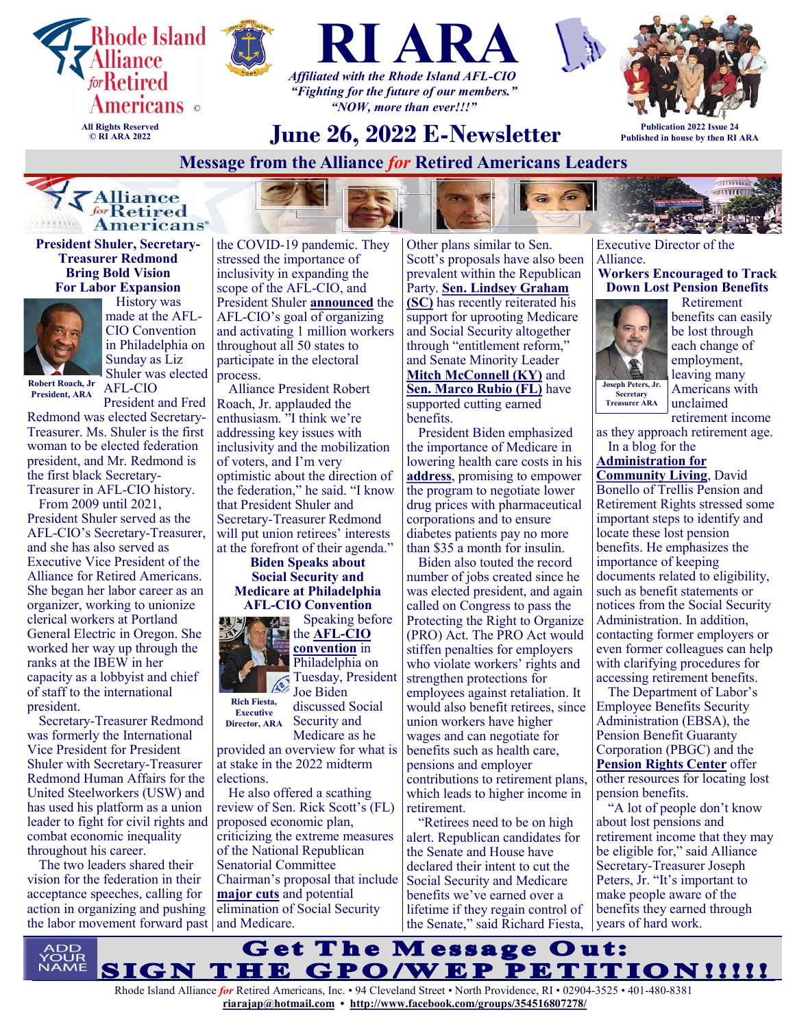# RI ARA

Rhode Island Alliance for Retired Americans ©

All Rights Reserved
© RI ARA 2022

*Affiliated with the Rhode Island AFL-CIO*
*"Fighting for the future of our members."*
*"NOW, more than ever!!!"*

## June 26, 2022 E-Newsletter

Publication 2022 Issue 24
Published in house by then RI ARA

## Message from the Alliance *for* Retired Americans Leaders

### President Shuler, Secretary-Treasurer Redmond Bring Bold Vision For Labor Expansion

Robert Roach, Jr
President, ARA

History was made at the AFL-CIO Convention in Philadelphia on Sunday as Liz Shuler was elected AFL-CIO President and Fred Redmond was elected Secretary-Treasurer. Ms. Shuler is the first woman to be elected federation president, and Mr. Redmond is the first black Secretary-Treasurer in AFL-CIO history.

From 2009 until 2021, President Shuler served as the AFL-CIO's Secretary-Treasurer, and she has also served as Executive Vice President of the Alliance for Retired Americans. She began her labor career as an organizer, working to unionize clerical workers at Portland General Electric in Oregon. She worked her way up through the ranks at the IBEW in her capacity as a lobbyist and chief of staff to the international president.

Secretary-Treasurer Redmond was formerly the International Vice President for President Shuler with Secretary-Treasurer Redmond Human Affairs for the United Steelworkers (USW) and has used his platform as a union leader to fight for civil rights and combat economic inequality throughout his career.

The two leaders shared their vision for the federation in their acceptance speeches, calling for action in organizing and pushing the labor movement forward past the COVID-19 pandemic. They stressed the importance of inclusivity in expanding the scope of the AFL-CIO, and President Shuler **announced** the AFL-CIO's goal of organizing and activating 1 million workers throughout all 50 states to participate in the electoral process.

Alliance President Robert Roach, Jr. applauded the enthusiasm. "I think we're addressing key issues with inclusivity and the mobilization of voters, and I'm very optimistic about the direction of the federation," he said. "I know that President Shuler and Secretary-Treasurer Redmond will put union retirees' interests at the forefront of their agenda."

### Biden Speaks about Social Security and Medicare at Philadelphia AFL-CIO Convention

Rich Fiesta, Executive Director, ARA

Speaking before the **AFL-CIO convention** in Philadelphia on Tuesday, President Joe Biden discussed Social Security and Medicare as he provided an overview for what is at stake in the 2022 midterm elections.

He also offered a scathing review of Sen. Rick Scott's (FL) proposed economic plan, criticizing the extreme measures of the National Republican Senatorial Committee Chairman's proposal that include **major cuts** and potential elimination of Social Security and Medicare. Other plans similar to Sen. Scott's proposals have also been prevalent within the Republican Party. **Sen. Lindsey Graham (SC)** has recently reiterated his support for uprooting Medicare and Social Security altogether through "entitlement reform," and Senate Minority Leader **Mitch McConnell (KY)** and **Sen. Marco Rubio (FL)** have supported cutting earned benefits.

President Biden emphasized the importance of Medicare in lowering health care costs in his **address**, promising to empower the program to negotiate lower drug prices with pharmaceutical corporations and to ensure diabetes patients pay no more than $35 a month for insulin.

Biden also touted the record number of jobs created since he was elected president, and again called on Congress to pass the Protecting the Right to Organize (PRO) Act. The PRO Act would stiffen penalties for employers who violate workers' rights and strengthen protections for employees against retaliation. It would also benefit retirees, since union workers have higher wages and can negotiate for benefits such as health care, pensions and employer contributions to retirement plans, which leads to higher income in retirement.

"Retirees need to be on high alert. Republican candidates for the Senate and House have declared their intent to cut the Social Security and Medicare benefits we've earned over a lifetime if they regain control of the Senate," said Richard Fiesta, Executive Director of the Alliance.

### Workers Encouraged to Track Down Lost Pension Benefits

Joseph Peters, Jr.
Secretary Treasurer ARA

Retirement benefits can easily be lost through each change of employment, leaving many Americans with unclaimed retirement income as they approach retirement age.

In a blog for the **Administration for Community Living**, David Bonello of Trellis Pension and Retirement Rights stressed some important steps to identify and locate these lost pension benefits. He emphasizes the importance of keeping documents related to eligibility, such as benefit statements or notices from the Social Security Administration. In addition, contacting former employers or even former colleagues can help with clarifying procedures for accessing retirement benefits.

The Department of Labor's Employee Benefits Security Administration (EBSA), the Pension Benefit Guaranty Corporation (PBGC) and the **Pension Rights Center** offer other resources for locating lost pension benefits.

"A lot of people don't know about lost pensions and retirement income that they may be eligible for," said Alliance Secretary-Treasurer Joseph Peters, Jr. "It's important to make people aware of the benefits they earned through years of hard work.

## Get The Message Out: SIGN THE GPO/WEP PETITION!!!!!

ADD YOUR NAME

Rhode Island Alliance *for* Retired Americans, Inc. • 94 Cleveland Street • North Providence, RI • 02904-3525 • 401-480-8381
**riarajap@hotmail.com** • **http://www.facebook.com/groups/354516807278/**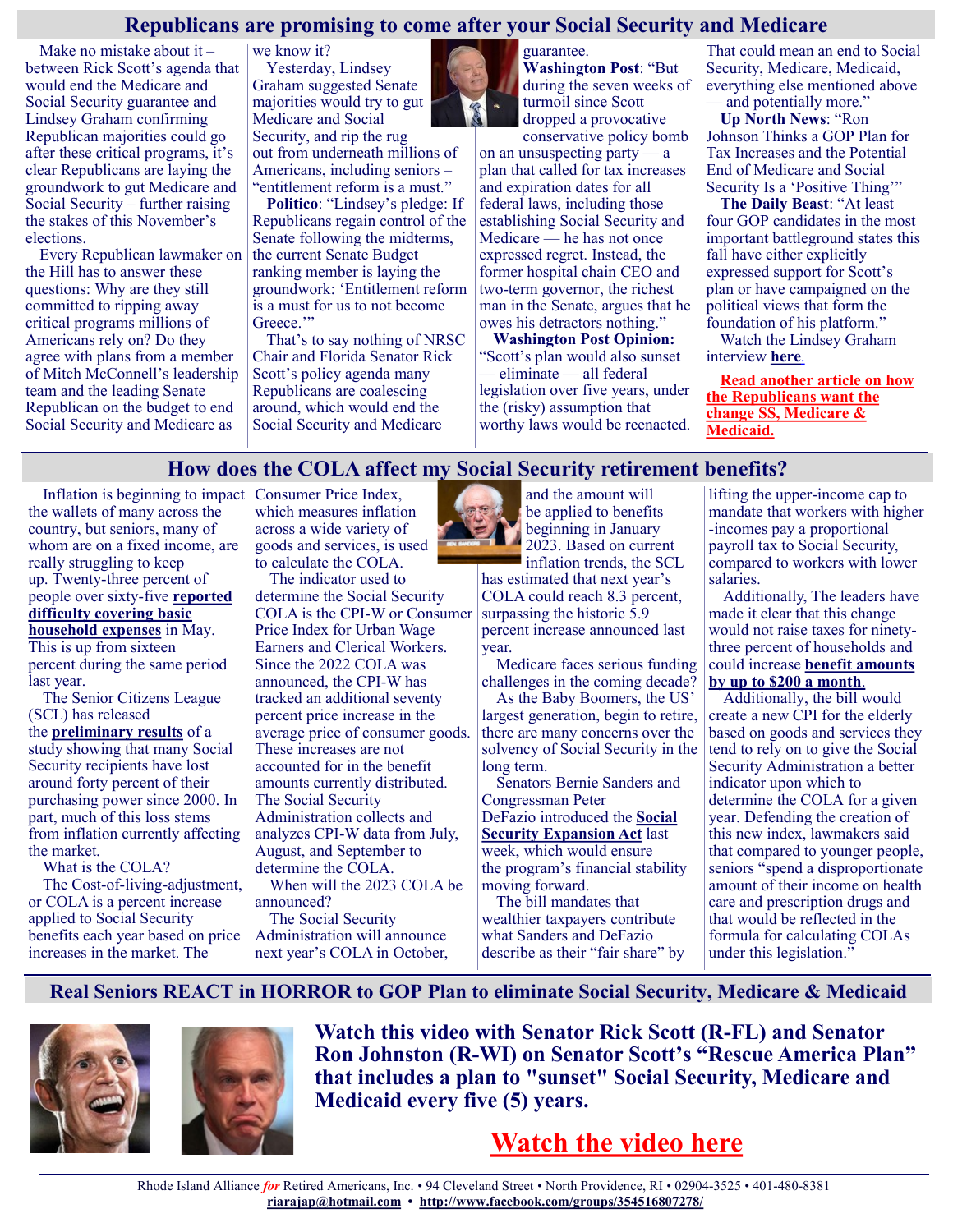## Republicans are promising to come after your Social Security and Medicare

Make no mistake about it – between Rick Scott's agenda that would end the Medicare and Social Security guarantee and Lindsey Graham confirming Republican majorities could go after these critical programs, it's clear Republicans are laying the groundwork to gut Medicare and Social Security – further raising the stakes of this November's elections.

Every Republican lawmaker on the Hill has to answer these questions: Why are they still committed to ripping away critical programs millions of Americans rely on? Do they agree with plans from a member of Mitch McConnell's leadership team and the leading Senate Republican on the budget to end Social Security and Medicare as we know it?

Yesterday, Lindsey Graham suggested Senate majorities would try to gut Medicare and Social Security, and rip the rug out from underneath millions of Americans, including seniors – "entitlement reform is a must."

**Politico**: "Lindsey's pledge: If Republicans regain control of the Senate following the midterms, the current Senate Budget ranking member is laying the groundwork: 'Entitlement reform is a must for us to not become Greece.'"

That's to say nothing of NRSC Chair and Florida Senator Rick Scott's policy agenda many Republicans are coalescing around, which would end the Social Security and Medicare guarantee.

**Washington Post**: "But during the seven weeks of turmoil since Scott dropped a provocative conservative policy bomb on an unsuspecting party — a plan that called for tax increases and expiration dates for all federal laws, including those establishing Social Security and Medicare — he has not once expressed regret. Instead, the former hospital chain CEO and two-term governor, the richest man in the Senate, argues that he owes his detractors nothing."

**Washington Post Opinion:** "Scott's plan would also sunset — eliminate — all federal legislation over five years, under the (risky) assumption that worthy laws would be reenacted. That could mean an end to Social Security, Medicare, Medicaid, everything else mentioned above — and potentially more."

**Up North News**: "Ron Johnson Thinks a GOP Plan for Tax Increases and the Potential End of Medicare and Social Security Is a 'Positive Thing'"

**The Daily Beast**: "At least four GOP candidates in the most important battleground states this fall have either explicitly expressed support for Scott's plan or have campaigned on the political views that form the foundation of his platform."

Watch the Lindsey Graham interview **here**.

**Read another article on how the Republicans want the change SS, Medicare & Medicaid.**

## How does the COLA affect my Social Security retirement benefits?

Inflation is beginning to impact the wallets of many across the country, but seniors, many of whom are on a fixed income, are really struggling to keep up. Twenty-three percent of people over sixty-five **reported difficulty covering basic household expenses** in May. This is up from sixteen percent during the same period last year.

The Senior Citizens League (SCL) has released the **preliminary results** of a study showing that many Social Security recipients have lost around forty percent of their purchasing power since 2000. In part, much of this loss stems from inflation currently affecting the market.

What is the COLA?

The Cost-of-living-adjustment, or COLA is a percent increase applied to Social Security benefits each year based on price increases in the market. The Consumer Price Index, which measures inflation across a wide variety of goods and services, is used to calculate the COLA.

The indicator used to determine the Social Security COLA is the CPI-W or Consumer Price Index for Urban Wage Earners and Clerical Workers. Since the 2022 COLA was announced, the CPI-W has tracked an additional seventy percent price increase in the average price of consumer goods. These increases are not accounted for in the benefit amounts currently distributed. The Social Security Administration collects and analyzes CPI-W data from July, August, and September to determine the COLA.

When will the 2023 COLA be announced?

The Social Security Administration will announce next year's COLA in October, and the amount will be applied to benefits beginning in January 2023. Based on current inflation trends, the SCL has estimated that next year's COLA could reach 8.3 percent, surpassing the historic 5.9 percent increase announced last year.

Medicare faces serious funding challenges in the coming decade?

As the Baby Boomers, the US' largest generation, begin to retire, there are many concerns over the solvency of Social Security in the long term.

Senators Bernie Sanders and Congressman Peter DeFazio introduced the **Social Security Expansion Act** last week, which would ensure the program's financial stability moving forward.

The bill mandates that wealthier taxpayers contribute what Sanders and DeFazio describe as their "fair share" by lifting the upper-income cap to mandate that workers with higher-incomes pay a proportional payroll tax to Social Security, compared to workers with lower salaries.

Additionally, The leaders have made it clear that this change would not raise taxes for ninety-three percent of households and could increase **benefit amounts by up to $200 a month**.

Additionally, the bill would create a new CPI for the elderly based on goods and services they tend to rely on to give the Social Security Administration a better indicator upon which to determine the COLA for a given year. Defending the creation of this new index, lawmakers said that compared to younger people, seniors "spend a disproportionate amount of their income on health care and prescription drugs and that would be reflected in the formula for calculating COLAs under this legislation."

## Real Seniors REACT in HORROR to GOP Plan to eliminate Social Security, Medicare & Medicaid

**Watch this video with Senator Rick Scott (R-FL) and Senator Ron Johnston (R-WI) on Senator Scott's "Rescue America Plan" that includes a plan to "sunset" Social Security, Medicare and Medicaid every five (5) years.**

**Watch the video here**

Rhode Island Alliance *for* Retired Americans, Inc. • 94 Cleveland Street • North Providence, RI • 02904-3525 • 401-480-8381
**riarajap@hotmail.com** • **http://www.facebook.com/groups/354516807278/**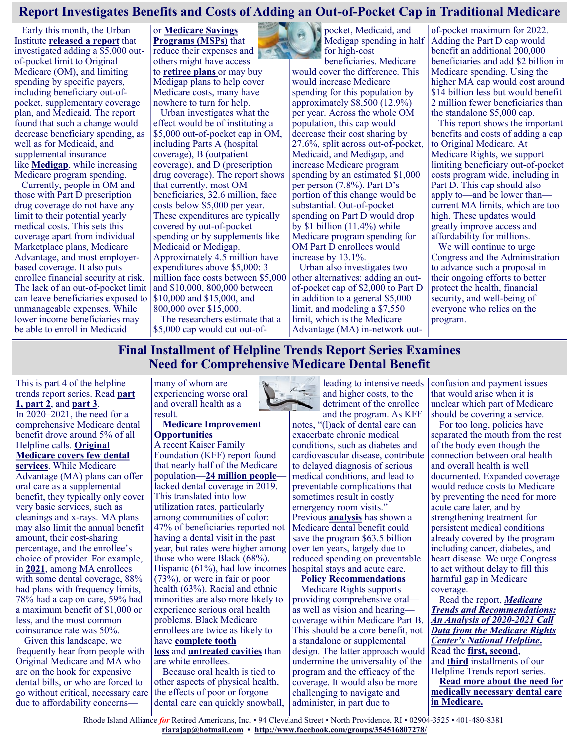## Report Investigates Benefits and Costs of Adding an Out-of-Pocket Cap in Traditional Medicare

Early this month, the Urban Institute **released a report** that investigated adding a $5,000 out-of-pocket limit to Original Medicare (OM), and limiting spending by specific payers, including beneficiary out-of-pocket, supplementary coverage plan, and Medicaid. The report found that such a change would decrease beneficiary spending, as well as for Medicaid, and supplemental insurance like **Medigap**, while increasing Medicare program spending.

Currently, people in OM and those with Part D prescription drug coverage do not have any limit to their potential yearly medical costs. This sets this coverage apart from individual Marketplace plans, Medicare Advantage, and most employer-based coverage. It also puts enrollee financial security at risk. The lack of an out-of-pocket limit can leave beneficiaries exposed to unmanageable expenses. While lower income beneficiaries may be able to enroll in Medicaid or **Medicare Savings Programs (MSPs)** that reduce their expenses and others might have access to **retiree plans** or may buy Medigap plans to help cover Medicare costs, many have nowhere to turn for help.

Urban investigates what the effect would be of instituting a $5,000 out-of-pocket cap in OM, including Parts A (hospital coverage), B (outpatient coverage), and D (prescription drug coverage). The report shows that currently, most OM beneficiaries, 32.6 million, face costs below $5,000 per year. These expenditures are typically covered by out-of-pocket spending or by supplements like Medicaid or Medigap. Approximately 4.5 million have expenditures above $5,000: 3 million face costs between $5,000 and $10,000, 800,000 between $10,000 and $15,000, and 800,000 over $15,000.

The researchers estimate that a $5,000 cap would cut out-of-pocket, Medicaid, and Medigap spending in half for high-cost beneficiaries. Medicare would cover the difference. This would increase Medicare spending for this population by approximately $8,500 (12.9%) per year. Across the whole OM population, this cap would decrease their cost sharing by 27.6%, split across out-of-pocket, Medicaid, and Medigap, and increase Medicare program spending by an estimated $1,000 per person (7.8%). Part D's portion of this change would be substantial. Out-of-pocket spending on Part D would drop by $1 billion (11.4%) while Medicare program spending for OM Part D enrollees would increase by 13.1%.

Urban also investigates two other alternatives: adding an out-of-pocket cap of $2,000 to Part D in addition to a general $5,000 limit, and modeling a $7,550 limit, which is the Medicare Advantage (MA) in-network out-of-pocket maximum for 2022. Adding the Part D cap would benefit an additional 200,000 beneficiaries and add $2 billion in Medicare spending. Using the higher MA cap would cost around $14 billion less but would benefit 2 million fewer beneficiaries than the standalone $5,000 cap.

This report shows the important benefits and costs of adding a cap to Original Medicare. At Medicare Rights, we support limiting beneficiary out-of-pocket costs program wide, including in Part D. This cap should also apply to—and be lower than—current MA limits, which are too high. These updates would greatly improve access and affordability for millions.

We will continue to urge Congress and the Administration to advance such a proposal in their ongoing efforts to better protect the health, financial security, and well-being of everyone who relies on the program.

## Final Installment of Helpline Trends Report Series Examines Need for Comprehensive Medicare Dental Benefit

This is part 4 of the helpline trends report series. Read **part 1, part 2**, and **part 3**.

In 2020–2021, the need for a comprehensive Medicare dental benefit drove around 5% of all Helpline calls. **Original Medicare covers few dental services**. While Medicare Advantage (MA) plans can offer oral care as a supplemental benefit, they typically only cover very basic services, such as cleanings and x-rays. MA plans may also limit the annual benefit amount, their cost-sharing percentage, and the enrollee's choice of provider. For example, in **2021**, among MA enrollees with some dental coverage, 88% had plans with frequency limits, 78% had a cap on care, 59% had a maximum benefit of $1,000 or less, and the most common coinsurance rate was 50%.

Given this landscape, we frequently hear from people with Original Medicare and MA who are on the hook for expensive dental bills, or who are forced to go without critical, necessary care due to affordability concerns—many of whom are experiencing worse oral and overall health as a result.

**Medicare Improvement Opportunities**

A recent Kaiser Family Foundation (KFF) report found that nearly half of the Medicare population—**24 million people**—lacked dental coverage in 2019. This translated into low utilization rates, particularly among communities of color: 47% of beneficiaries reported not having a dental visit in the past year, but rates were higher among those who were Black (68%), Hispanic (61%), had low incomes (73%), or were in fair or poor health (63%). Racial and ethnic minorities are also more likely to experience serious oral health problems. Black Medicare enrollees are twice as likely to have **complete tooth loss** and **untreated cavities** than are white enrollees.

Because oral health is tied to other aspects of physical health, the effects of poor or forgone dental care can quickly snowball, leading to intensive needs and higher costs, to the detriment of the enrollee and the program. As KFF notes, "(l)ack of dental care can exacerbate chronic medical conditions, such as diabetes and cardiovascular disease, contribute to delayed diagnosis of serious medical conditions, and lead to preventable complications that sometimes result in costly emergency room visits." Previous **analysis** has shown a Medicare dental benefit could save the program $63.5 billion over ten years, largely due to reduced spending on preventable hospital stays and acute care.

**Policy Recommendations**

Medicare Rights supports providing comprehensive oral—as well as vision and hearing—coverage within Medicare Part B. This should be a core benefit, not a standalone or supplemental design. The latter approach would undermine the universality of the program and the efficacy of the coverage. It would also be more challenging to navigate and administer, in part due to confusion and payment issues that would arise when it is unclear which part of Medicare should be covering a service.

For too long, policies have separated the mouth from the rest of the body even though the connection between oral health and overall health is well documented. Expanded coverage would reduce costs to Medicare by preventing the need for more acute care later, and by strengthening treatment for persistent medical conditions already covered by the program including cancer, diabetes, and heart disease. We urge Congress to act without delay to fill this harmful gap in Medicare coverage.

Read the report, ***Medicare Trends and Recommendations: An Analysis of 2020-2021 Call Data from the Medicare Rights Center's National Helpline.*** Read the **first, second**, and **third** installments of our Helpline Trends report series.

**Read more about the need for medically necessary dental care in Medicare.**

Rhode Island Alliance *for* Retired Americans, Inc. • 94 Cleveland Street • North Providence, RI • 02904-3525 • 401-480-8381
**riarajap@hotmail.com** • **http://www.facebook.com/groups/354516807278/**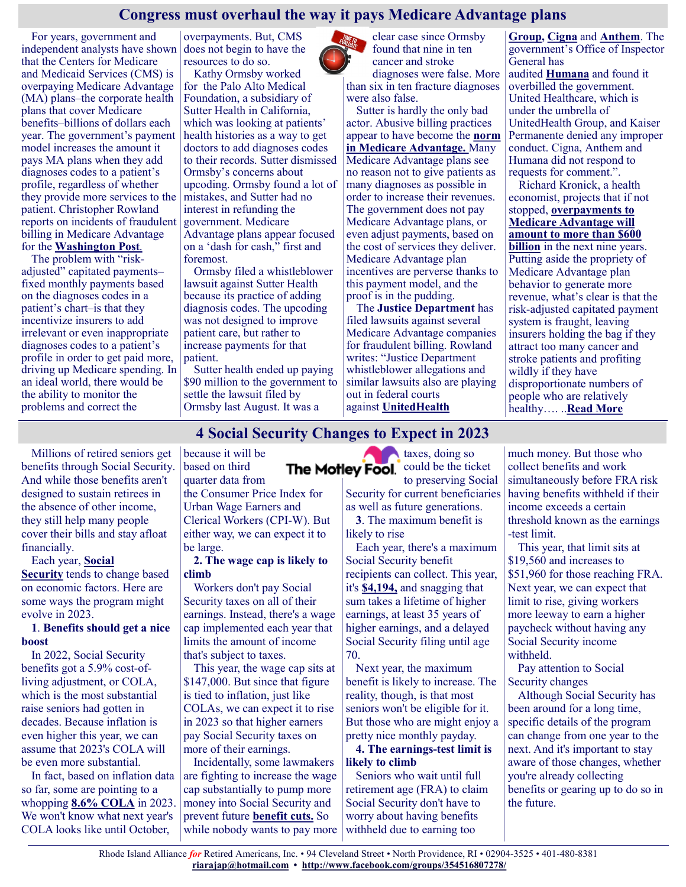## Congress must overhaul the way it pays Medicare Advantage plans

For years, government and independent analysts have shown that the Centers for Medicare and Medicaid Services (CMS) is overpaying Medicare Advantage (MA) plans–the corporate health plans that cover Medicare benefits–billions of dollars each year. The government's payment model increases the amount it pays MA plans when they add diagnoses codes to a patient's profile, regardless of whether they provide more services to the patient. Christopher Rowland reports on incidents of fraudulent billing in Medicare Advantage for the **Washington Post**.

The problem with "risk-adjusted" capitated payments–fixed monthly payments based on the diagnoses codes in a patient's chart–is that they incentivize insurers to add irrelevant or even inappropriate diagnoses codes to a patient's profile in order to get paid more, driving up Medicare spending. In an ideal world, there would be the ability to monitor the problems and correct the overpayments. But, CMS does not begin to have the resources to do so.

Kathy Ormsby worked for the Palo Alto Medical Foundation, a subsidiary of Sutter Health in California, which was looking at patients' health histories as a way to get doctors to add diagnoses codes to their records. Sutter dismissed Ormsby's concerns about upcoding. Ormsby found a lot of mistakes, and Sutter had no interest in refunding the government. Medicare Advantage plans appear focused on a 'dash for cash," first and foremost.

Ormsby filed a whistleblower lawsuit against Sutter Health because its practice of adding diagnosis codes. The upcoding was not designed to improve patient care, but rather to increase payments for that patient.

Sutter health ended up paying $90 million to the government to settle the lawsuit filed by Ormsby last August. It was a clear case since Ormsby found that nine in ten cancer and stroke diagnoses were false. More than six in ten fracture diagnoses were also false.

Sutter is hardly the only bad actor. Abusive billing practices appear to have become the **norm in Medicare Advantage.** Many Medicare Advantage plans see no reason not to give patients as many diagnoses as possible in order to increase their revenues. The government does not pay Medicare Advantage plans, or even adjust payments, based on the cost of services they deliver. Medicare Advantage plan incentives are perverse thanks to this payment model, and the proof is in the pudding.

The **Justice Department** has filed lawsuits against several Medicare Advantage companies for fraudulent billing. Rowland writes: "Justice Department whistleblower allegations and similar lawsuits also are playing out in federal courts against **UnitedHealth Group**, **Cigna** and **Anthem**. The government's Office of Inspector General has audited **Humana** and found it overbilled the government. United Healthcare, which is under the umbrella of UnitedHealth Group, and Kaiser Permanente denied any improper conduct. Cigna, Anthem and Humana did not respond to requests for comment.".

Richard Kronick, a health economist, projects that if not stopped, **overpayments to Medicare Advantage will amount to more than $600 billion** in the next nine years. Putting aside the propriety of Medicare Advantage plan behavior to generate more revenue, what's clear is that the risk-adjusted capitated payment system is fraught, leaving insurers holding the bag if they attract too many cancer and stroke patients and profiting wildly if they have disproportionate numbers of people who are relatively healthy…. ..**Read More**

## 4 Social Security Changes to Expect in 2023

Millions of retired seniors get benefits through Social Security. And while those benefits aren't designed to sustain retirees in the absence of other income, they still help many people cover their bills and stay afloat financially.

Each year, **Social Security** tends to change based on economic factors. Here are some ways the program might evolve in 2023.

**1. Benefits should get a nice boost**

In 2022, Social Security benefits got a 5.9% cost-of-living adjustment, or COLA, which is the most substantial raise seniors had gotten in decades. Because inflation is even higher this year, we can assume that 2023's COLA will be even more substantial.

In fact, based on inflation data so far, some are pointing to a whopping **8.6% COLA** in 2023. We won't know what next year's COLA looks like until October, because it will be based on third quarter data from the Consumer Price Index for Urban Wage Earners and Clerical Workers (CPI-W). But either way, we can expect it to be large.

**2. The wage cap is likely to climb**

Workers don't pay Social Security taxes on all of their earnings. Instead, there's a wage cap implemented each year that limits the amount of income that's subject to taxes.

This year, the wage cap sits at $147,000. But since that figure is tied to inflation, just like COLAs, we can expect it to rise in 2023 so that higher earners pay Social Security taxes on more of their earnings.

Incidentally, some lawmakers are fighting to increase the wage cap substantially to pump more money into Social Security and prevent future **benefit cuts.** So while nobody wants to pay more taxes, doing so could be the ticket to preserving Social Security for current beneficiaries as well as future generations.

**3. The maximum benefit is likely to rise**

Each year, there's a maximum Social Security benefit recipients can collect. This year, it's **$4,194,** and snagging that sum takes a lifetime of higher earnings, at least 35 years of higher earnings, and a delayed Social Security filing until age 70.

Next year, the maximum benefit is likely to increase. The reality, though, is that most seniors won't be eligible for it. But those who are might enjoy a pretty nice monthly payday.

**4. The earnings-test limit is likely to climb**

Seniors who wait until full retirement age (FRA) to claim Social Security don't have to worry about having benefits withheld due to earning too much money. But those who collect benefits and work simultaneously before FRA risk having benefits withheld if their income exceeds a certain threshold known as the earnings-test limit.

This year, that limit sits at $19,560 and increases to $51,960 for those reaching FRA. Next year, we can expect that limit to rise, giving workers more leeway to earn a higher paycheck without having any Social Security income withheld.

Pay attention to Social Security changes

Although Social Security has been around for a long time, specific details of the program can change from one year to the next. And it's important to stay aware of those changes, whether you're already collecting benefits or gearing up to do so in the future.

Rhode Island Alliance *for* Retired Americans, Inc. • 94 Cleveland Street • North Providence, RI • 02904-3525 • 401-480-8381
**riarajap@hotmail.com** • **http://www.facebook.com/groups/354516807278/**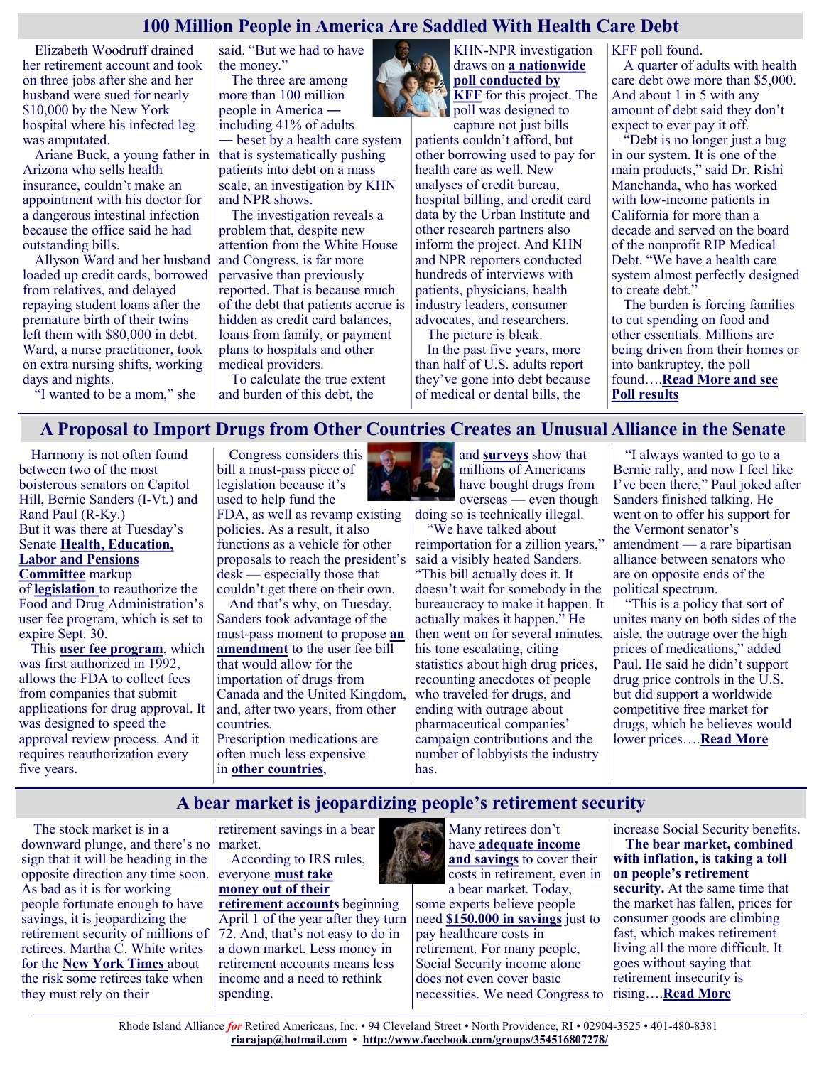## 100 Million People in America Are Saddled With Health Care Debt

Elizabeth Woodruff drained her retirement account and took on three jobs after she and her husband were sued for nearly $10,000 by the New York hospital where his infected leg was amputated.

Ariane Buck, a young father in Arizona who sells health insurance, couldn't make an appointment with his doctor for a dangerous intestinal infection because the office said he had outstanding bills.

Allyson Ward and her husband loaded up credit cards, borrowed from relatives, and delayed repaying student loans after the premature birth of their twins left them with $80,000 in debt. Ward, a nurse practitioner, took on extra nursing shifts, working days and nights.

"I wanted to be a mom," she said. "But we had to have the money."

The three are among more than 100 million people in America — including 41% of adults — beset by a health care system that is systematically pushing patients into debt on a mass scale, an investigation by KHN and NPR shows.

The investigation reveals a problem that, despite new attention from the White House and Congress, is far more pervasive than previously reported. That is because much of the debt that patients accrue is hidden as credit card balances, loans from family, or payment plans to hospitals and other medical providers.

To calculate the true extent and burden of this debt, the KHN-NPR investigation draws on **a nationwide poll conducted by KFF** for this project. The poll was designed to capture not just bills patients couldn't afford, but other borrowing used to pay for health care as well. New analyses of credit bureau, hospital billing, and credit card data by the Urban Institute and other research partners also inform the project. And KHN and NPR reporters conducted hundreds of interviews with patients, physicians, health industry leaders, consumer advocates, and researchers.

The picture is bleak.

In the past five years, more than half of U.S. adults report they've gone into debt because of medical or dental bills, the KFF poll found.

A quarter of adults with health care debt owe more than $5,000. And about 1 in 5 with any amount of debt said they don't expect to ever pay it off.

"Debt is no longer just a bug in our system. It is one of the main products," said Dr. Rishi Manchanda, who has worked with low-income patients in California for more than a decade and served on the board of the nonprofit RIP Medical Debt. "We have a health care system almost perfectly designed to create debt."

The burden is forcing families to cut spending on food and other essentials. Millions are being driven from their homes or into bankruptcy, the poll found….**Read More and see Poll results**

## A Proposal to Import Drugs from Other Countries Creates an Unusual Alliance in the Senate

Harmony is not often found between two of the most boisterous senators on Capitol Hill, Bernie Sanders (I-Vt.) and Rand Paul (R-Ky.)

But it was there at Tuesday's Senate **Health, Education, Labor and Pensions Committee** markup of **legislation** to reauthorize the Food and Drug Administration's user fee program, which is set to expire Sept. 30.

This **user fee program**, which was first authorized in 1992, allows the FDA to collect fees from companies that submit applications for drug approval. It was designed to speed the approval review process. And it requires reauthorization every five years.

Congress considers this bill a must-pass piece of legislation because it's used to help fund the FDA, as well as revamp existing policies. As a result, it also functions as a vehicle for other proposals to reach the president's desk — especially those that couldn't get there on their own.

And that's why, on Tuesday, Sanders took advantage of the must-pass moment to propose **an amendment** to the user fee bill that would allow for the importation of drugs from Canada and the United Kingdom, and, after two years, from other countries.

Prescription medications are often much less expensive in **other countries**, and **surveys** show that millions of Americans have bought drugs from overseas — even though doing so is technically illegal.

"We have talked about reimportation for a zillion years," said a visibly heated Sanders. "This bill actually does it. It doesn't wait for somebody in the bureaucracy to make it happen. It actually makes it happen." He then went on for several minutes, his tone escalating, citing statistics about high drug prices, recounting anecdotes of people who traveled for drugs, and ending with outrage about pharmaceutical companies' campaign contributions and the number of lobbyists the industry has.

"I always wanted to go to a Bernie rally, and now I feel like I've been there," Paul joked after Sanders finished talking. He went on to offer his support for the Vermont senator's amendment — a rare bipartisan alliance between senators who are on opposite ends of the political spectrum.

"This is a policy that sort of unites many on both sides of the aisle, the outrage over the high prices of medications," added Paul. He said he didn't support drug price controls in the U.S. but did support a worldwide competitive free market for drugs, which he believes would lower prices….**Read More**

## A bear market is jeopardizing people's retirement security

The stock market is in a downward plunge, and there's no sign that it will be heading in the opposite direction any time soon. As bad as it is for working people fortunate enough to have savings, it is jeopardizing the retirement security of millions of retirees. Martha C. White writes for the **New York Times** about the risk some retirees take when they must rely on their retirement savings in a bear market.

According to IRS rules, everyone **must take money out of their retirement accounts** beginning April 1 of the year after they turn 72. And, that's not easy to do in a down market. Less money in retirement accounts means less income and a need to rethink spending.

Many retirees don't have **adequate income and savings** to cover their costs in retirement, even in a bear market. Today, some experts believe people need **$150,000 in savings** just to pay healthcare costs in retirement. For many people, Social Security income alone does not even cover basic necessities. We need Congress to increase Social Security benefits.

**The bear market, combined with inflation, is taking a toll on people's retirement security.** At the same time that the market has fallen, prices for consumer goods are climbing fast, which makes retirement living all the more difficult. It goes without saying that retirement insecurity is rising….**Read More**

Rhode Island Alliance *for* Retired Americans, Inc. • 94 Cleveland Street • North Providence, RI • 02904-3525 • 401-480-8381
**riarajap@hotmail.com** • **http://www.facebook.com/groups/354516807278/**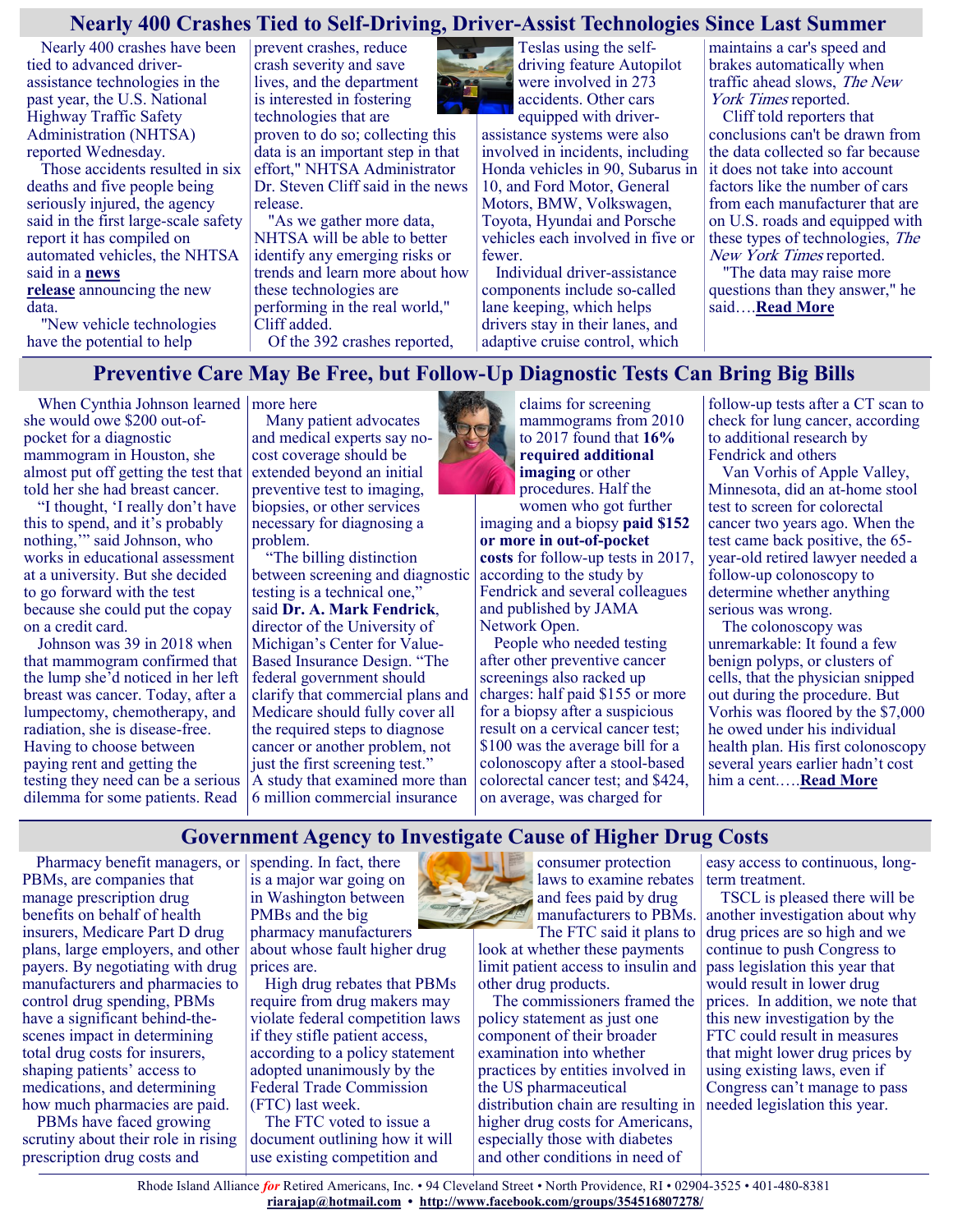## Nearly 400 Crashes Tied to Self-Driving, Driver-Assist Technologies Since Last Summer

Nearly 400 crashes have been tied to advanced driver-assistance technologies in the past year, the U.S. National Highway Traffic Safety Administration (NHTSA) reported Wednesday.

Those accidents resulted in six deaths and five people being seriously injured, the agency said in the first large-scale safety report it has compiled on automated vehicles, the NHTSA said in a **news release** announcing the new data.

"New vehicle technologies have the potential to help prevent crashes, reduce crash severity and save lives, and the department is interested in fostering technologies that are proven to do so; collecting this data is an important step in that effort," NHTSA Administrator Dr. Steven Cliff said in the news release.

"As we gather more data, NHTSA will be able to better identify any emerging risks or trends and learn more about how these technologies are performing in the real world," Cliff added.

Of the 392 crashes reported, Teslas using the self-driving feature Autopilot were involved in 273 accidents. Other cars equipped with driver-assistance systems were also involved in incidents, including Honda vehicles in 90, Subarus in 10, and Ford Motor, General Motors, BMW, Volkswagen, Toyota, Hyundai and Porsche vehicles each involved in five or fewer.

Individual driver-assistance components include so-called lane keeping, which helps drivers stay in their lanes, and adaptive cruise control, which maintains a car's speed and brakes automatically when traffic ahead slows, *The New York Times* reported.

Cliff told reporters that conclusions can't be drawn from the data collected so far because it does not take into account factors like the number of cars from each manufacturer that are on U.S. roads and equipped with these types of technologies, *The New York Times* reported.

"The data may raise more questions than they answer," he said….**Read More**

## Preventive Care May Be Free, but Follow-Up Diagnostic Tests Can Bring Big Bills

When Cynthia Johnson learned she would owe $200 out-of-pocket for a diagnostic mammogram in Houston, she almost put off getting the test that told her she had breast cancer.

"I thought, 'I really don't have this to spend, and it's probably nothing,'" said Johnson, who works in educational assessment at a university. But she decided to go forward with the test because she could put the copay on a credit card.

Johnson was 39 in 2018 when that mammogram confirmed that the lump she'd noticed in her left breast was cancer. Today, after a lumpectomy, chemotherapy, and radiation, she is disease-free. Having to choose between paying rent and getting the testing they need can be a serious dilemma for some patients. Read more here

Many patient advocates and medical experts say no-cost coverage should be extended beyond an initial preventive test to imaging, biopsies, or other services necessary for diagnosing a problem.

"The billing distinction between screening and diagnostic testing is a technical one," said **Dr. A. Mark Fendrick**, director of the University of Michigan's Center for Value-Based Insurance Design. "The federal government should clarify that commercial plans and Medicare should fully cover all the required steps to diagnose cancer or another problem, not just the first screening test."

A study that examined more than 6 million commercial insurance claims for screening mammograms from 2010 to 2017 found that **16% required additional imaging** or other procedures. Half the women who got further imaging and a biopsy **paid $152 or more in out-of-pocket costs** for follow-up tests in 2017, according to the study by Fendrick and several colleagues and published by JAMA Network Open.

People who needed testing after other preventive cancer screenings also racked up charges: half paid $155 or more for a biopsy after a suspicious result on a cervical cancer test; $100 was the average bill for a colonoscopy after a stool-based colorectal cancer test; and $424, on average, was charged for follow-up tests after a CT scan to check for lung cancer, according to additional research by Fendrick and others.

Van Vorhis of Apple Valley, Minnesota, did an at-home stool test to screen for colorectal cancer two years ago. When the test came back positive, the 65-year-old retired lawyer needed a follow-up colonoscopy to determine whether anything serious was wrong.

The colonoscopy was unremarkable: It found a few benign polyps, or clusters of cells, that the physician snipped out during the procedure. But Vorhis was floored by the $7,000 he owed under his individual health plan. His first colonoscopy several years earlier hadn't cost him a cent.….**Read More**

## Government Agency to Investigate Cause of Higher Drug Costs

Pharmacy benefit managers, or PBMs, are companies that manage prescription drug benefits on behalf of health insurers, Medicare Part D drug plans, large employers, and other payers. By negotiating with drug manufacturers and pharmacies to control drug spending, PBMs have a significant behind-the-scenes impact in determining total drug costs for insurers, shaping patients' access to medications, and determining how much pharmacies are paid.

PBMs have faced growing scrutiny about their role in rising prescription drug costs and spending. In fact, there is a major war going on in Washington between PMBs and the big pharmacy manufacturers about whose fault higher drug prices are.

High drug rebates that PBMs require from drug makers may violate federal competition laws if they stifle patient access, according to a policy statement adopted unanimously by the Federal Trade Commission (FTC) last week.

The FTC voted to issue a document outlining how it will use existing competition and consumer protection laws to examine rebates and fees paid by drug manufacturers to PBMs. The FTC said it plans to look at whether these payments limit patient access to insulin and other drug products.

The commissioners framed the policy statement as just one component of their broader examination into whether practices by entities involved in the US pharmaceutical distribution chain are resulting in higher drug costs for Americans, especially those with diabetes and other conditions in need of easy access to continuous, long-term treatment.

TSCL is pleased there will be another investigation about why drug prices are so high and we continue to push Congress to pass legislation this year that would result in lower drug prices. In addition, we note that this new investigation by the FTC could result in measures that might lower drug prices by using existing laws, even if Congress can't manage to pass needed legislation this year.

Rhode Island Alliance *for* Retired Americans, Inc. • 94 Cleveland Street • North Providence, RI • 02904-3525 • 401-480-8381
**riarajap@hotmail.com** • **http://www.facebook.com/groups/354516807278/**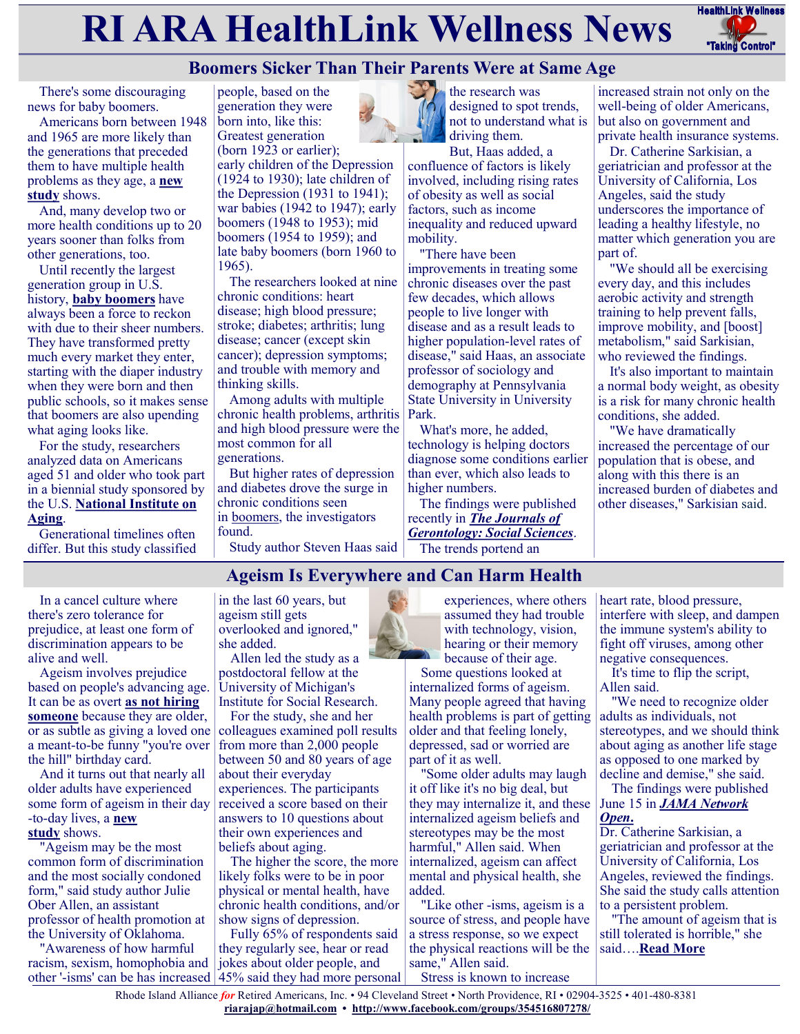# RI ARA HealthLink Wellness News

## Boomers Sicker Than Their Parents Were at Same Age

There's some discouraging news for baby boomers.

Americans born between 1948 and 1965 are more likely than the generations that preceded them to have multiple health problems as they age, a **new study** shows.

And, many develop two or more health conditions up to 20 years sooner than folks from other generations, too.

Until recently the largest generation group in U.S. history, **baby boomers** have always been a force to reckon with due to their sheer numbers. They have transformed pretty much every market they enter, starting with the diaper industry when they were born and then public schools, so it makes sense that boomers are also upending what aging looks like.

For the study, researchers analyzed data on Americans aged 51 and older who took part in a biennial study sponsored by the U.S. **National Institute on Aging**.

Generational timelines often differ. But this study classified people, based on the generation they were born into, like this: Greatest generation (born 1923 or earlier); early children of the Depression (1924 to 1930); late children of the Depression (1931 to 1941); war babies (1942 to 1947); early boomers (1948 to 1953); mid boomers (1954 to 1959); and late baby boomers (born 1960 to 1965).

The researchers looked at nine chronic conditions: heart disease; high blood pressure; stroke; diabetes; arthritis; lung disease; cancer (except skin cancer); depression symptoms; and trouble with memory and thinking skills.

Among adults with multiple chronic health problems, arthritis and high blood pressure were the most common for all generations.

But higher rates of depression and diabetes drove the surge in chronic conditions seen in boomers, the investigators found.

Study author Steven Haas said the research was designed to spot trends, not to understand what is driving them.

But, Haas added, a confluence of factors is likely involved, including rising rates of obesity as well as social factors, such as income inequality and reduced upward mobility.

"There have been improvements in treating some chronic diseases over the past few decades, which allows people to live longer with disease and as a result leads to higher population-level rates of disease," said Haas, an associate professor of sociology and demography at Pennsylvania State University in University Park.

What's more, he added, technology is helping doctors diagnose some conditions earlier than ever, which also leads to higher numbers.

The findings were published recently in ***The Journals of Gerontology: Social Sciences***.

The trends portend an increased strain not only on the well-being of older Americans, but also on government and private health insurance systems.

Dr. Catherine Sarkisian, a geriatrician and professor at the University of California, Los Angeles, said the study underscores the importance of leading a healthy lifestyle, no matter which generation you are part of.

"We should all be exercising every day, and this includes aerobic activity and strength training to help prevent falls, improve mobility, and [boost] metabolism," said Sarkisian, who reviewed the findings.

It's also important to maintain a normal body weight, as obesity is a risk for many chronic health conditions, she added.

"We have dramatically increased the percentage of our population that is obese, and along with this there is an increased burden of diabetes and other diseases," Sarkisian said.

## Ageism Is Everywhere and Can Harm Health

In a cancel culture where there's zero tolerance for prejudice, at least one form of discrimination appears to be alive and well.

Ageism involves prejudice based on people's advancing age. It can be as overt **as not hiring someone** because they are older, or as subtle as giving a loved one a meant-to-be funny "you're over the hill" birthday card.

And it turns out that nearly all older adults have experienced some form of ageism in their day-to-day lives, a **new study** shows.

"Ageism may be the most common form of discrimination and the most socially condoned form," said study author Julie Ober Allen, an assistant professor of health promotion at the University of Oklahoma.

"Awareness of how harmful racism, sexism, homophobia and other '-isms' can be has increased in the last 60 years, but ageism still gets overlooked and ignored," she added.

Allen led the study as a postdoctoral fellow at the University of Michigan's Institute for Social Research.

For the study, she and her colleagues examined poll results from more than 2,000 people between 50 and 80 years of age about their everyday experiences. The participants received a score based on their answers to 10 questions about their own experiences and beliefs about aging.

The higher the score, the more likely folks were to be in poor physical or mental health, have chronic health conditions, and/or show signs of depression.

Fully 65% of respondents said they regularly see, hear or read jokes about older people, and 45% said they had more personal experiences, where others assumed they had trouble with technology, vision, hearing or their memory because of their age.

Some questions looked at internalized forms of ageism. Many people agreed that having health problems is part of getting older and that feeling lonely, depressed, sad or worried are part of it as well.

"Some older adults may laugh it off like it's no big deal, but they may internalize it, and these internalized ageism beliefs and stereotypes may be the most harmful," Allen said. When internalized, ageism can affect mental and physical health, she added.

"Like other -isms, ageism is a source of stress, and people have a stress response, so we expect the physical reactions will be the same," Allen said.

Stress is known to increase heart rate, blood pressure, interfere with sleep, and dampen the immune system's ability to fight off viruses, among other negative consequences.

It's time to flip the script, Allen said.

"We need to recognize older adults as individuals, not stereotypes, and we should think about aging as another life stage as opposed to one marked by decline and demise," she said.

The findings were published June 15 in ***JAMA Network Open***.

Dr. Catherine Sarkisian, a geriatrician and professor at the University of California, Los Angeles, reviewed the findings. She said the study calls attention to a persistent problem.

"The amount of ageism that is still tolerated is horrible," she said….**Read More**

Rhode Island Alliance *for* Retired Americans, Inc. • 94 Cleveland Street • North Providence, RI • 02904-3525 • 401-480-8381
**riarajap@hotmail.com** • **http://www.facebook.com/groups/354516807278/**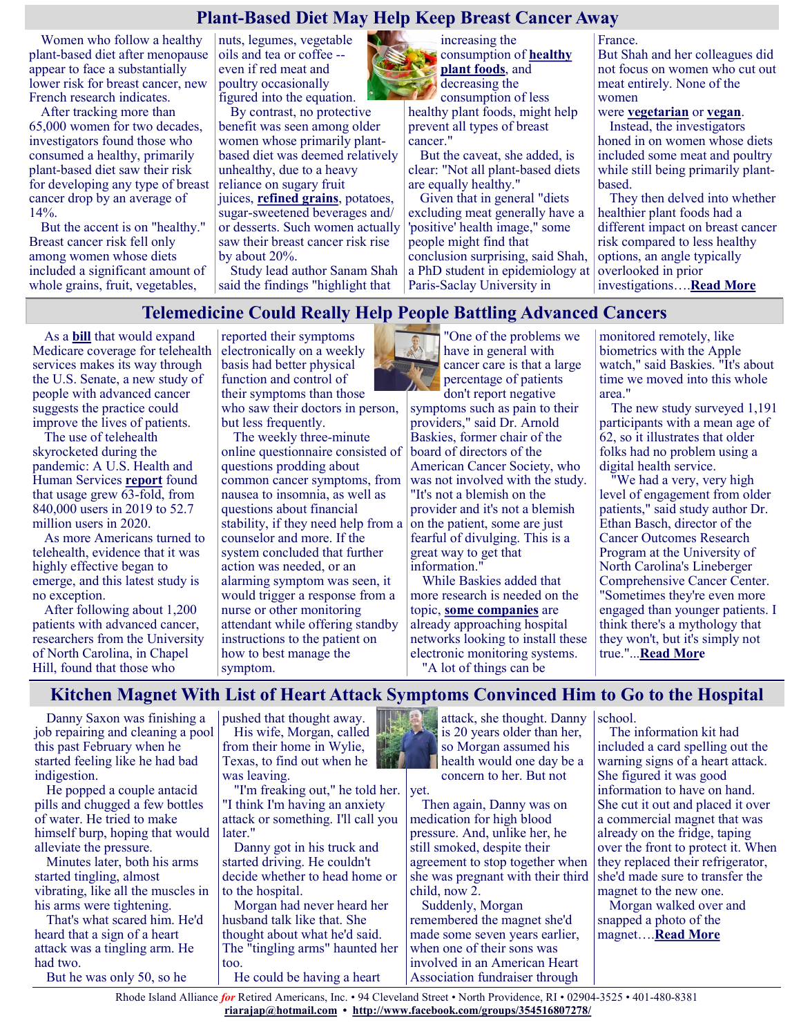# Plant-Based Diet May Help Keep Breast Cancer Away

Women who follow a healthy plant-based diet after menopause appear to face a substantially lower risk for breast cancer, new French research indicates.

After tracking more than 65,000 women for two decades, investigators found those who consumed a healthy, primarily plant-based diet saw their risk for developing any type of breast cancer drop by an average of 14%.

But the accent is on "healthy." Breast cancer risk fell only among women whose diets included a significant amount of whole grains, fruit, vegetables, nuts, legumes, vegetable oils and tea or coffee -- even if red meat and poultry occasionally figured into the equation.

By contrast, no protective benefit was seen among older women whose primarily plant-based diet was deemed relatively unhealthy, due to a heavy reliance on sugary fruit juices, **refined grains**, potatoes, sugar-sweetened beverages and/or desserts. Such women actually saw their breast cancer risk rise by about 20%.

Study lead author Sanam Shah said the findings "highlight that increasing the consumption of **healthy plant foods**, and decreasing the consumption of less healthy plant foods, might help prevent all types of breast cancer."

But the caveat, she added, is clear: "Not all plant-based diets are equally healthy."

Given that in general "diets excluding meat generally have a 'positive' health image," some people might find that conclusion surprising, said Shah, a PhD student in epidemiology at Paris-Saclay University in France.

But Shah and her colleagues did not focus on women who cut out meat entirely. None of the women were **vegetarian** or **vegan**.

Instead, the investigators honed in on women whose diets included some meat and poultry while still being primarily plant-based.

They then delved into whether healthier plant foods had a different impact on breast cancer risk compared to less healthy options, an angle typically overlooked in prior investigations….**Read More**

# Telemedicine Could Really Help People Battling Advanced Cancers

As a **bill** that would expand Medicare coverage for telehealth services makes its way through the U.S. Senate, a new study of people with advanced cancer suggests the practice could improve the lives of patients.

The use of telehealth skyrocketed during the pandemic: A U.S. Health and Human Services **report** found that usage grew 63-fold, from 840,000 users in 2019 to 52.7 million users in 2020.

As more Americans turned to telehealth, evidence that it was highly effective began to emerge, and this latest study is no exception.

After following about 1,200 patients with advanced cancer, researchers from the University of North Carolina, in Chapel Hill, found that those who reported their symptoms electronically on a weekly basis had better physical function and control of their symptoms than those who saw their doctors in person, but less frequently.

The weekly three-minute online questionnaire consisted of questions prodding about common cancer symptoms, from nausea to insomnia, as well as questions about financial stability, if they need help from a counselor and more. If the system concluded that further action was needed, or an alarming symptom was seen, it would trigger a response from a nurse or other monitoring attendant while offering standby instructions to the patient on how to best manage the symptom.

"One of the problems we have in general with cancer care is that a large percentage of patients don't report negative symptoms such as pain to their providers," said Dr. Arnold Baskies, former chair of the board of directors of the American Cancer Society, who was not involved with the study. "It's not a blemish on the provider and it's not a blemish on the patient, some are just fearful of divulging. This is a great way to get that information."

While Baskies added that more research is needed on the topic, **some companies** are already approaching hospital networks looking to install these electronic monitoring systems.

"A lot of things can be monitored remotely, like biometrics with the Apple watch," said Baskies. "It's about time we moved into this whole area."

The new study surveyed 1,191 participants with a mean age of 62, so it illustrates that older folks had no problem using a digital health service.

"We had a very, very high level of engagement from older patients," said study author Dr. Ethan Basch, director of the Cancer Outcomes Research Program at the University of North Carolina's Lineberger Comprehensive Cancer Center. "Sometimes they're even more engaged than younger patients. I think there's a mythology that they won't, but it's simply not true."...**Read More**

# Kitchen Magnet With List of Heart Attack Symptoms Convinced Him to Go to the Hospital

Danny Saxon was finishing a job repairing and cleaning a pool this past February when he started feeling like he had bad indigestion.

He popped a couple antacid pills and chugged a few bottles of water. He tried to make himself burp, hoping that would alleviate the pressure.

Minutes later, both his arms started tingling, almost vibrating, like all the muscles in his arms were tightening.

That's what scared him. He'd heard that a sign of a heart attack was a tingling arm. He had two.

But he was only 50, so he pushed that thought away.

His wife, Morgan, called from their home in Wylie, Texas, to find out when he was leaving.

"I'm freaking out," he told her. "I think I'm having an anxiety attack or something. I'll call you later."

Danny got in his truck and started driving. He couldn't decide whether to head home or to the hospital.

Morgan had never heard her husband talk like that. She thought about what he'd said. The "tingling arms" haunted her too.

He could be having a heart attack, she thought. Danny is 20 years older than her, so Morgan assumed his health would one day be a concern to her. But not yet.

Then again, Danny was on medication for high blood pressure. And, unlike her, he still smoked, despite their agreement to stop together when she was pregnant with their third child, now 2.

Suddenly, Morgan remembered the magnet she'd made some seven years earlier, when one of their sons was involved in an American Heart Association fundraiser through school.

The information kit had included a card spelling out the warning signs of a heart attack. She figured it was good information to have on hand. She cut it out and placed it over a commercial magnet that was already on the fridge, taping over the front to protect it. When they replaced their refrigerator, she'd made sure to transfer the magnet to the new one.

Morgan walked over and snapped a photo of the magnet….**Read More**

Rhode Island Alliance *for* Retired Americans, Inc. • 94 Cleveland Street • North Providence, RI • 02904-3525 • 401-480-8381
**riarajap@hotmail.com** • **http://www.facebook.com/groups/354516807278/**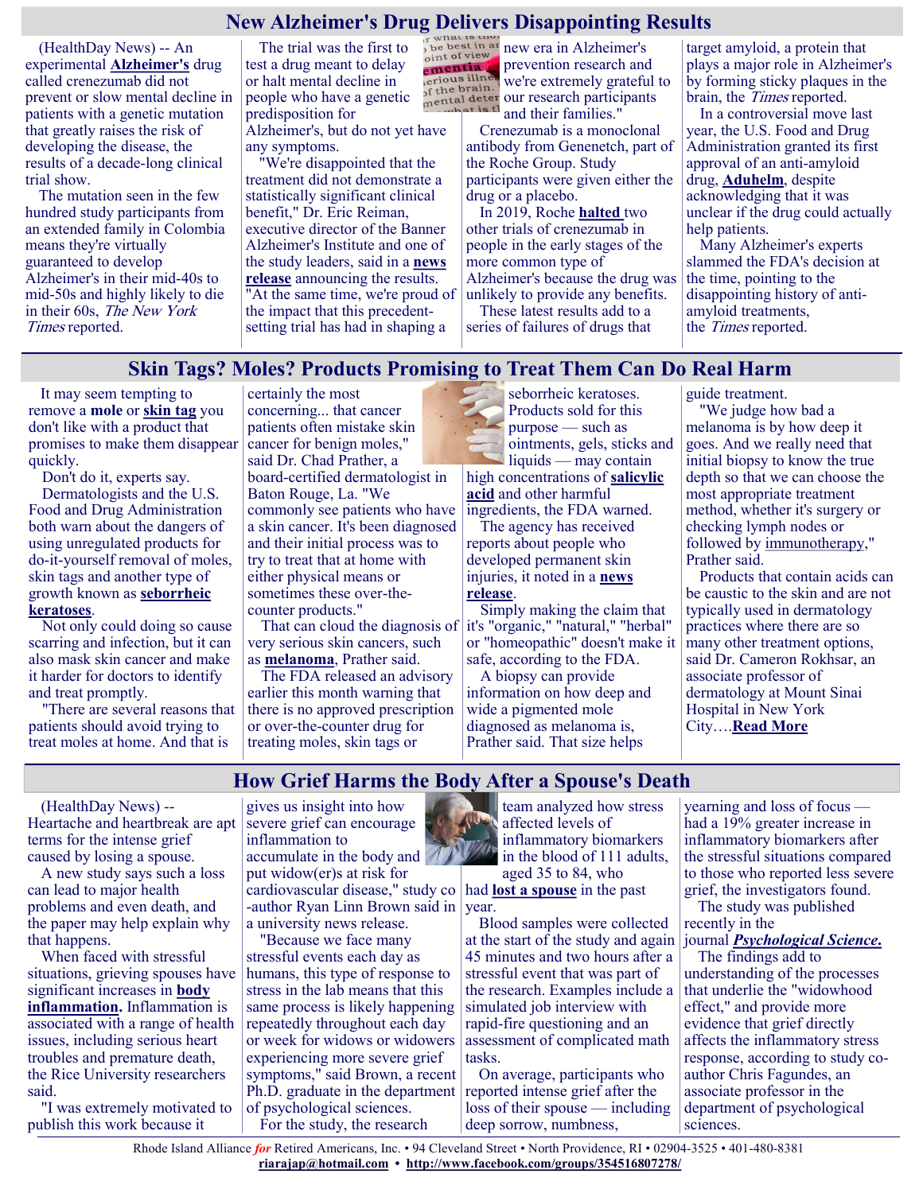## New Alzheimer's Drug Delivers Disappointing Results

(HealthDay News) -- An experimental **Alzheimer's** drug called crenezumab did not prevent or slow mental decline in patients with a genetic mutation that greatly raises the risk of developing the disease, the results of a decade-long clinical trial show.

The mutation seen in the few hundred study participants from an extended family in Colombia means they're virtually guaranteed to develop Alzheimer's in their mid-40s to mid-50s and highly likely to die in their 60s, *The New York Times* reported.

The trial was the first to test a drug meant to delay or halt mental decline in people who have a genetic predisposition for Alzheimer's, but do not yet have any symptoms.

"We're disappointed that the treatment did not demonstrate a statistically significant clinical benefit," Dr. Eric Reiman, executive director of the Banner Alzheimer's Institute and one of the study leaders, said in a **news release** announcing the results. "At the same time, we're proud of the impact that this precedent-setting trial has had in shaping a new era in Alzheimer's prevention research and we're extremely grateful to our research participants and their families."

Crenezumab is a monoclonal antibody from Genenetch, part of the Roche Group. Study participants were given either the drug or a placebo.

In 2019, Roche **halted** two other trials of crenezumab in people in the early stages of the more common type of Alzheimer's because the drug was unlikely to provide any benefits.

These latest results add to a series of failures of drugs that target amyloid, a protein that plays a major role in Alzheimer's by forming sticky plaques in the brain, the *Times* reported.

In a controversial move last year, the U.S. Food and Drug Administration granted its first approval of an anti-amyloid drug, **Aduhelm**, despite acknowledging that it was unclear if the drug could actually help patients.

Many Alzheimer's experts slammed the FDA's decision at the time, pointing to the disappointing history of anti-amyloid treatments, the *Times* reported.

## Skin Tags? Moles? Products Promising to Treat Them Can Do Real Harm

It may seem tempting to remove a **mole** or **skin tag** you don't like with a product that promises to make them disappear quickly.

Don't do it, experts say.

Dermatologists and the U.S. Food and Drug Administration both warn about the dangers of using unregulated products for do-it-yourself removal of moles, skin tags and another type of growth known as **seborrheic keratoses**.

Not only could doing so cause scarring and infection, but it can also mask skin cancer and make it harder for doctors to identify and treat promptly.

"There are several reasons that patients should avoid trying to treat moles at home. And that is certainly the most concerning... that cancer patients often mistake skin cancer for benign moles," said Dr. Chad Prather, a board-certified dermatologist in Baton Rouge, La. "We commonly see patients who have a skin cancer. It's been diagnosed and their initial process was to try to treat that at home with either physical means or sometimes these over-the-counter products."

That can cloud the diagnosis of very serious skin cancers, such as **melanoma**, Prather said.

The FDA released an advisory earlier this month warning that there is no approved prescription or over-the-counter drug for treating moles, skin tags or seborrheic keratoses. Products sold for this purpose — such as ointments, gels, sticks and liquids — may contain high concentrations of **salicylic acid** and other harmful ingredients, the FDA warned.

The agency has received reports about people who developed permanent skin injuries, it noted in a **news release**.

Simply making the claim that it's "organic," "natural," "herbal" or "homeopathic" doesn't make it safe, according to the FDA.

A biopsy can provide information on how deep and wide a pigmented mole diagnosed as melanoma is, Prather said. That size helps guide treatment.

"We judge how bad a melanoma is by how deep it goes. And we really need that initial biopsy to know the true depth so that we can choose the most appropriate treatment method, whether it's surgery or checking lymph nodes or followed by immunotherapy," Prather said.

Products that contain acids can be caustic to the skin and are not typically used in dermatology practices where there are so many other treatment options, said Dr. Cameron Rokhsar, an associate professor of dermatology at Mount Sinai Hospital in New York City….**Read More**

## How Grief Harms the Body After a Spouse's Death

(HealthDay News) -- Heartache and heartbreak are apt terms for the intense grief caused by losing a spouse.

A new study says such a loss can lead to major health problems and even death, and the paper may help explain why that happens.

When faced with stressful situations, grieving spouses have significant increases in **body inflammation.** Inflammation is associated with a range of health issues, including serious heart troubles and premature death, the Rice University researchers said.

"I was extremely motivated to publish this work because it gives us insight into how severe grief can encourage inflammation to accumulate in the body and put widow(er)s at risk for cardiovascular disease," study co-author Ryan Linn Brown said in a university news release.

"Because we face many stressful events each day as humans, this type of response to stress in the lab means that this same process is likely happening repeatedly throughout each day or week for widows or widowers experiencing more severe grief symptoms," said Brown, a recent Ph.D. graduate in the department of psychological sciences.

For the study, the research team analyzed how stress affected levels of inflammatory biomarkers in the blood of 111 adults, aged 35 to 84, who had **lost a spouse** in the past year.

Blood samples were collected at the start of the study and again 45 minutes and two hours after a stressful event that was part of the research. Examples include a simulated job interview with rapid-fire questioning and an assessment of complicated math tasks.

On average, participants who reported intense grief after the loss of their spouse — including deep sorrow, numbness, yearning and loss of focus — had a 19% greater increase in inflammatory biomarkers after the stressful situations compared to those who reported less severe grief, the investigators found.

The study was published recently in the journal ***Psychological Science.***

The findings add to understanding of the processes that underlie the "widowhood effect," and provide more evidence that grief directly affects the inflammatory stress response, according to study co-author Chris Fagundes, an associate professor in the department of psychological sciences.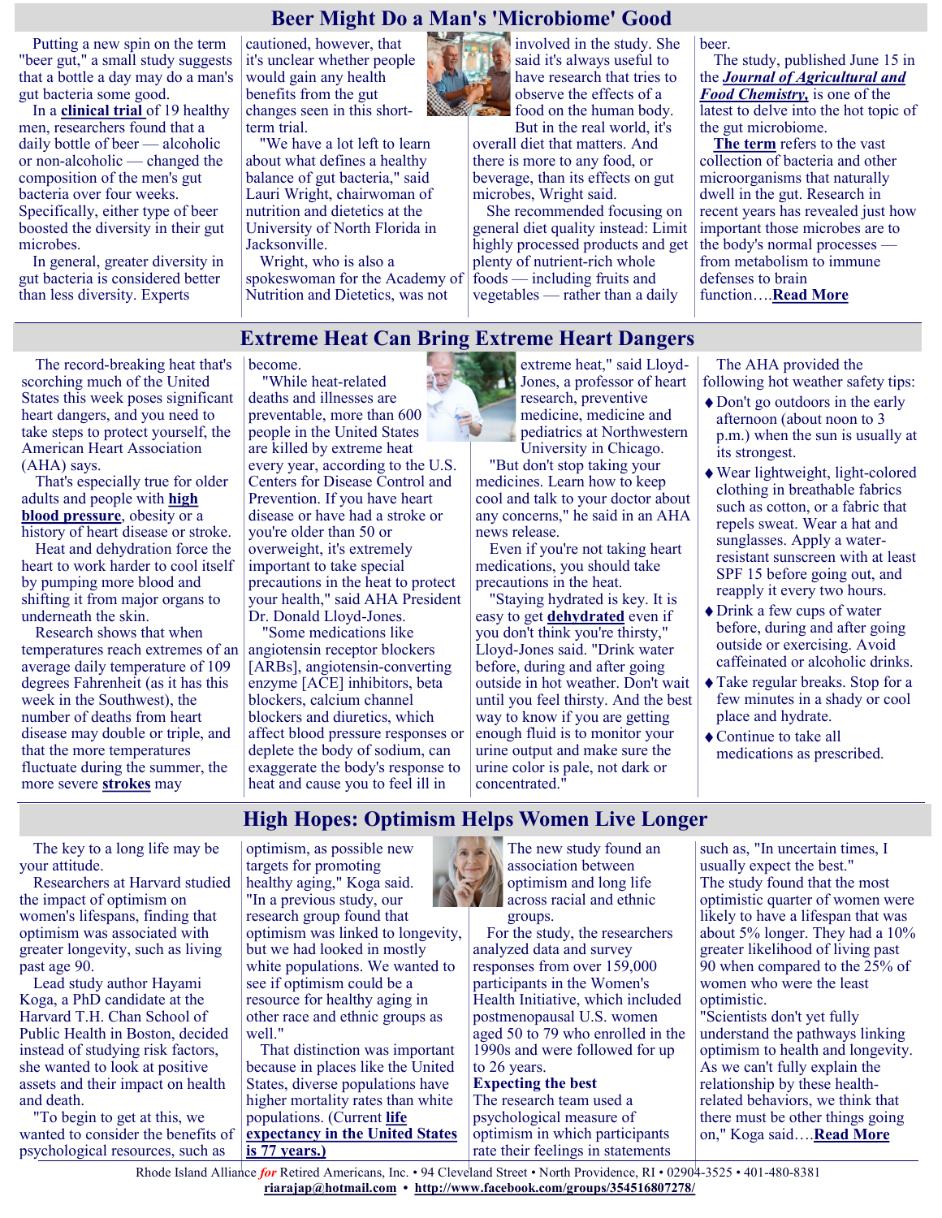## Beer Might Do a Man's 'Microbiome' Good

Putting a new spin on the term "beer gut," a small study suggests that a bottle a day may do a man's gut bacteria some good.

In a **clinical trial** of 19 healthy men, researchers found that a daily bottle of beer — alcoholic or non-alcoholic — changed the composition of the men's gut bacteria over four weeks. Specifically, either type of beer boosted the diversity in their gut microbes.

In general, greater diversity in gut bacteria is considered better than less diversity. Experts cautioned, however, that it's unclear whether people would gain any health benefits from the gut changes seen in this short-term trial.

"We have a lot left to learn about what defines a healthy balance of gut bacteria," said Lauri Wright, chairwoman of nutrition and dietetics at the University of North Florida in Jacksonville.

Wright, who is also a spokeswoman for the Academy of Nutrition and Dietetics, was not involved in the study. She said it's always useful to have research that tries to observe the effects of a food on the human body.

But in the real world, it's overall diet that matters. And there is more to any food, or beverage, than its effects on gut microbes, Wright said.

She recommended focusing on general diet quality instead: Limit highly processed products and get plenty of nutrient-rich whole foods — including fruits and vegetables — rather than a daily beer.

The study, published June 15 in the ***Journal of Agricultural and Food Chemistry,*** is one of the latest to delve into the hot topic of the gut microbiome.

**The term** refers to the vast collection of bacteria and other microorganisms that naturally dwell in the gut. Research in recent years has revealed just how important those microbes are to the body's normal processes — from metabolism to immune defenses to brain function….**Read More**

## Extreme Heat Can Bring Extreme Heart Dangers

The record-breaking heat that's scorching much of the United States this week poses significant heart dangers, and you need to take steps to protect yourself, the American Heart Association (AHA) says.

That's especially true for older adults and people with **high blood pressure**, obesity or a history of heart disease or stroke.

Heat and dehydration force the heart to work harder to cool itself by pumping more blood and shifting it from major organs to underneath the skin.

Research shows that when temperatures reach extremes of an average daily temperature of 109 degrees Fahrenheit (as it has this week in the Southwest), the number of deaths from heart disease may double or triple, and that the more temperatures fluctuate during the summer, the more severe **strokes** may become.

"While heat-related deaths and illnesses are preventable, more than 600 people in the United States are killed by extreme heat every year, according to the U.S. Centers for Disease Control and Prevention. If you have heart disease or have had a stroke or you're older than 50 or overweight, it's extremely important to take special precautions in the heat to protect your health," said AHA President Dr. Donald Lloyd-Jones.

"Some medications like angiotensin receptor blockers [ARBs], angiotensin-converting enzyme [ACE] inhibitors, beta blockers, calcium channel blockers and diuretics, which affect blood pressure responses or deplete the body of sodium, can exaggerate the body's response to heat and cause you to feel ill in extreme heat," said Lloyd-Jones, a professor of heart research, preventive medicine, medicine and pediatrics at Northwestern University in Chicago.

"But don't stop taking your medicines. Learn how to keep cool and talk to your doctor about any concerns," he said in an AHA news release.

Even if you're not taking heart medications, you should take precautions in the heat.

"Staying hydrated is key. It is easy to get **dehydrated** even if you don't think you're thirsty," Lloyd-Jones said. "Drink water before, during and after going outside in hot weather. Don't wait until you feel thirsty. And the best way to know if you are getting enough fluid is to monitor your urine output and make sure the urine color is pale, not dark or concentrated."

The AHA provided the following hot weather safety tips:

- Don't go outdoors in the early afternoon (about noon to 3 p.m.) when the sun is usually at its strongest.
- Wear lightweight, light-colored clothing in breathable fabrics such as cotton, or a fabric that repels sweat. Wear a hat and sunglasses. Apply a water-resistant sunscreen with at least SPF 15 before going out, and reapply it every two hours.
- Drink a few cups of water before, during and after going outside or exercising. Avoid caffeinated or alcoholic drinks.
- Take regular breaks. Stop for a few minutes in a shady or cool place and hydrate.
- Continue to take all medications as prescribed.

## High Hopes: Optimism Helps Women Live Longer

The key to a long life may be your attitude.

Researchers at Harvard studied the impact of optimism on women's lifespans, finding that optimism was associated with greater longevity, such as living past age 90.

Lead study author Hayami Koga, a PhD candidate at the Harvard T.H. Chan School of Public Health in Boston, decided instead of studying risk factors, she wanted to look at positive assets and their impact on health and death.

"To begin to get at this, we wanted to consider the benefits of psychological resources, such as optimism, as possible new targets for promoting healthy aging," Koga said. "In a previous study, our research group found that optimism was linked to longevity, but we had looked in mostly white populations. We wanted to see if optimism could be a resource for healthy aging in other race and ethnic groups as well."

That distinction was important because in places like the United States, diverse populations have higher mortality rates than white populations. (Current **life expectancy in the United States is 77 years.)**

The new study found an association between optimism and long life across racial and ethnic groups.

For the study, the researchers analyzed data and survey responses from over 159,000 participants in the Women's Health Initiative, which included postmenopausal U.S. women aged 50 to 79 who enrolled in the 1990s and were followed for up to 26 years.

**Expecting the best**

The research team used a psychological measure of optimism in which participants rate their feelings in statements such as, "In uncertain times, I usually expect the best."

The study found that the most optimistic quarter of women were likely to have a lifespan that was about 5% longer. They had a 10% greater likelihood of living past 90 when compared to the 25% of women who were the least optimistic.

"Scientists don't yet fully understand the pathways linking optimism to health and longevity. As we can't fully explain the relationship by these health-related behaviors, we think that there must be other things going on," Koga said….**Read More**

Rhode Island Alliance *for* Retired Americans, Inc. • 94 Cleveland Street • North Providence, RI • 02904-3525 • 401-480-8381
**riarajap@hotmail.com** • **http://www.facebook.com/groups/354516807278/**